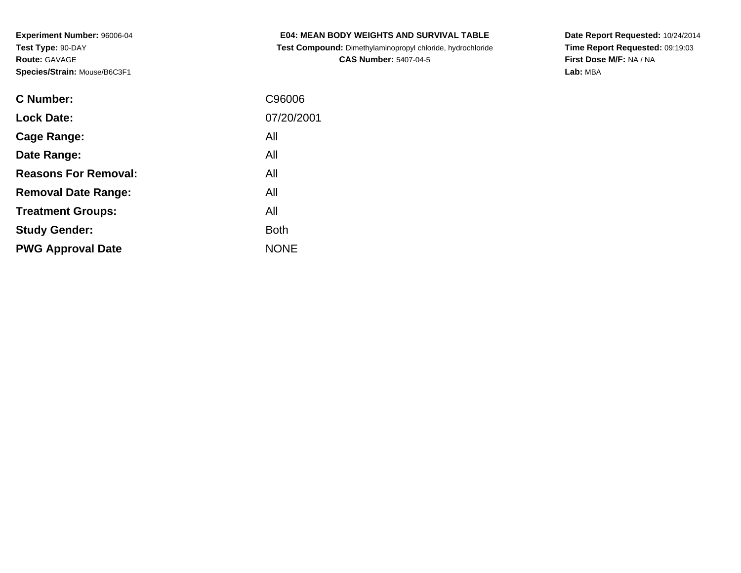**Experiment Number:** 96006-04
**Test Type:** 90-DAY
**Route:** GAVAGE
**Species/Strain:** Mouse/B6C3F1

**E04: MEAN BODY WEIGHTS AND SURVIVAL TABLE**
**Test Compound:** Dimethylaminopropyl chloride, hydrochloride
**CAS Number:** 5407-04-5

**Date Report Requested:** 10/24/2014
**Time Report Requested:** 09:19:03
**First Dose M/F:** NA / NA
**Lab:** MBA

| | |
|---|---|
| **C Number:** | C96006 |
| **Lock Date:** | 07/20/2001 |
| **Cage Range:** | All |
| **Date Range:** | All |
| **Reasons For Removal:** | All |
| **Removal Date Range:** | All |
| **Treatment Groups:** | All |
| **Study Gender:** | Both |
| **PWG Approval Date** | NONE |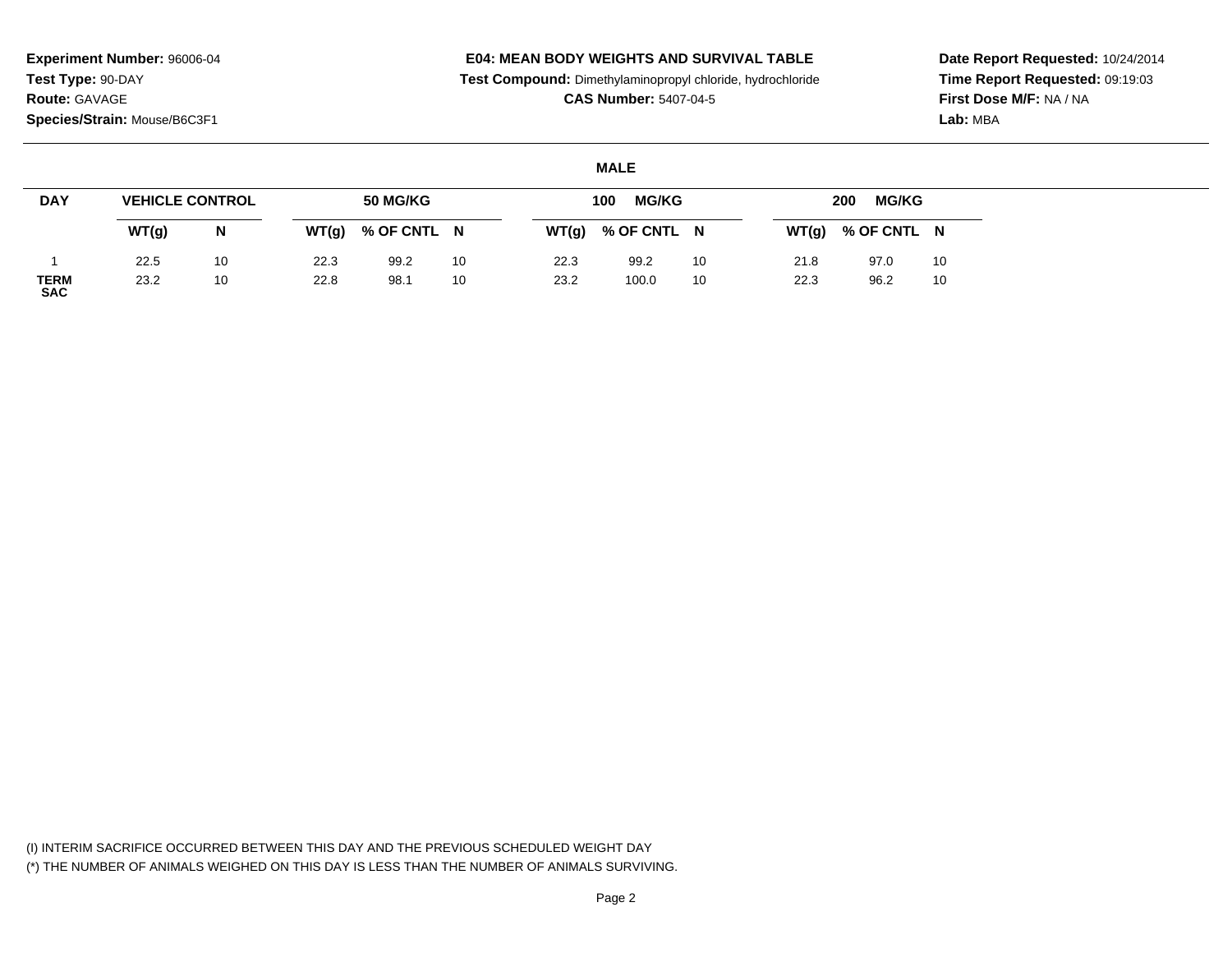**Experiment Number:** 96006-04
**Test Type:** 90-DAY
**Route:** GAVAGE
**Species/Strain:** Mouse/B6C3F1

**E04: MEAN BODY WEIGHTS AND SURVIVAL TABLE**
**Test Compound:** Dimethylaminopropyl chloride, hydrochloride
**CAS Number:** 5407-04-5

**Date Report Requested:** 10/24/2014
**Time Report Requested:** 09:19:03
**First Dose M/F:** NA / NA
**Lab:** MBA

## MALE

| DAY | VEHICLE CONTROL | | 50 MG/KG | | | 100 MG/KG | | | 200 MG/KG | | |
|---|---|---|---|---|---|---|---|---|---|---|---|
| | WT(g) | N | WT(g) | % OF CNTL | N | WT(g) | % OF CNTL | N | WT(g) | % OF CNTL | N |
| 1 | 22.5 | 10 | 22.3 | 99.2 | 10 | 22.3 | 99.2 | 10 | 21.8 | 97.0 | 10 |
| TERM SAC | 23.2 | 10 | 22.8 | 98.1 | 10 | 23.2 | 100.0 | 10 | 22.3 | 96.2 | 10 |

(I) INTERIM SACRIFICE OCCURRED BETWEEN THIS DAY AND THE PREVIOUS SCHEDULED WEIGHT DAY
(*) THE NUMBER OF ANIMALS WEIGHED ON THIS DAY IS LESS THAN THE NUMBER OF ANIMALS SURVIVING.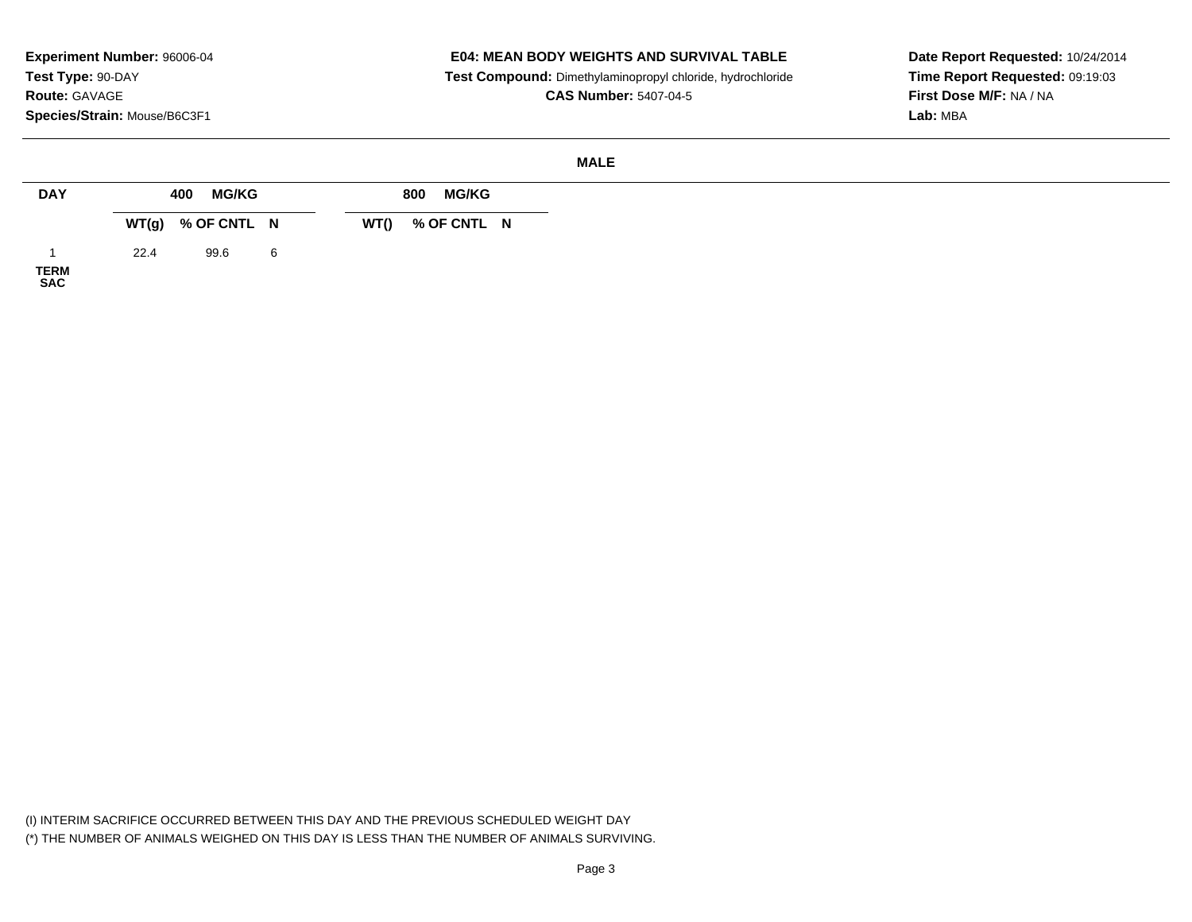**Experiment Number:** 96006-04
**Test Type:** 90-DAY
**Route:** GAVAGE
**Species/Strain:** Mouse/B6C3F1

**E04: MEAN BODY WEIGHTS AND SURVIVAL TABLE**
**Test Compound:** Dimethylaminopropyl chloride, hydrochloride
**CAS Number:** 5407-04-5

**Date Report Requested:** 10/24/2014
**Time Report Requested:** 09:19:03
**First Dose M/F:** NA / NA
**Lab:** MBA

**MALE**

| DAY | 400 MG/KG | | | 800 MG/KG | | |
|---|---|---|---|---|---|---|
| | WT(g) | % OF CNTL | N | WT() | % OF CNTL | N |
| 1 | 22.4 | 99.6 | 6 | | | |
| TERM SAC | | | | | | |

(I) INTERIM SACRIFICE OCCURRED BETWEEN THIS DAY AND THE PREVIOUS SCHEDULED WEIGHT DAY
(*) THE NUMBER OF ANIMALS WEIGHED ON THIS DAY IS LESS THAN THE NUMBER OF ANIMALS SURVIVING.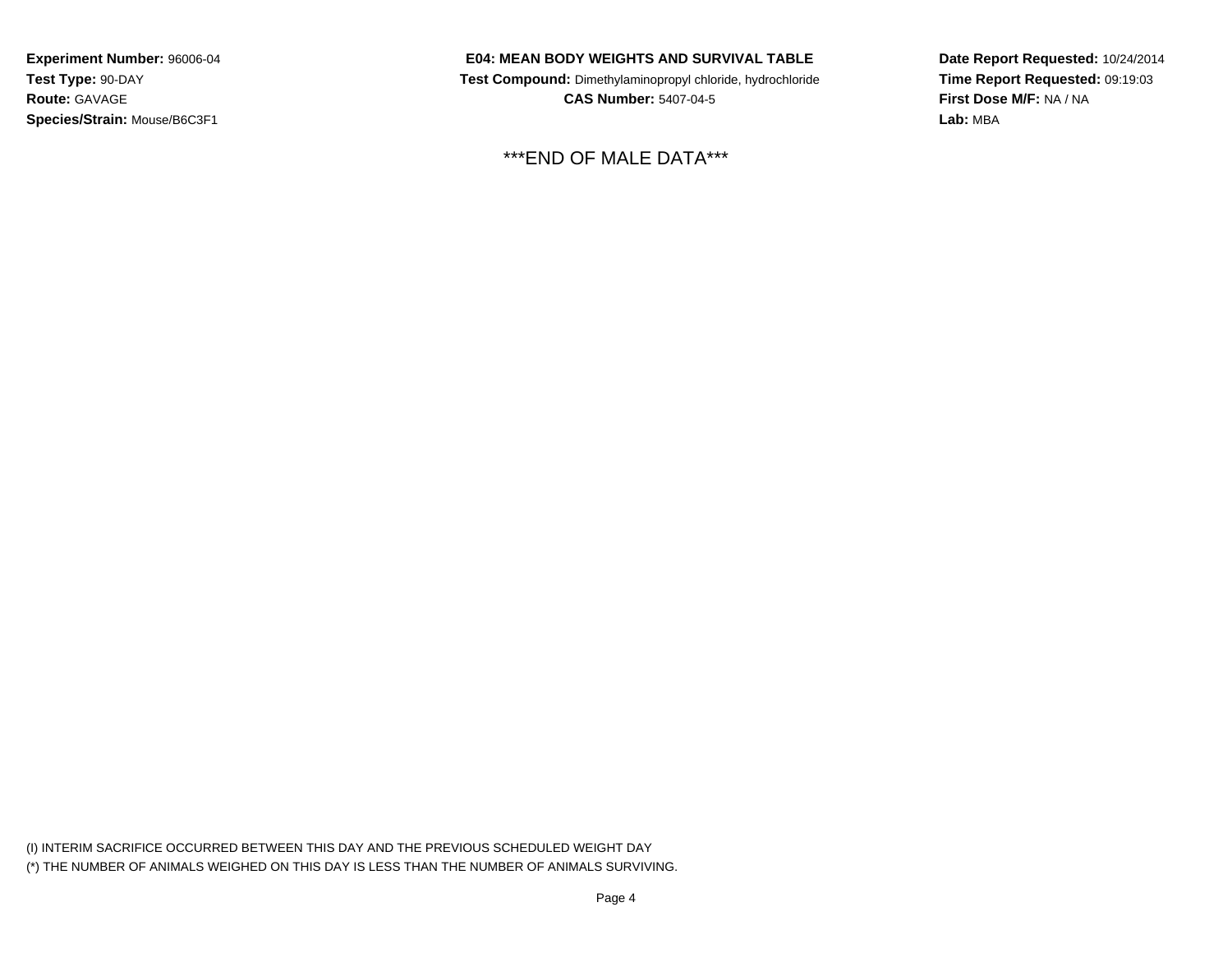**Experiment Number:** 96006-04
**Test Type:** 90-DAY
**Route:** GAVAGE
**Species/Strain:** Mouse/B6C3F1

**E04: MEAN BODY WEIGHTS AND SURVIVAL TABLE**
**Test Compound:** Dimethylaminopropyl chloride, hydrochloride
**CAS Number:** 5407-04-5

**Date Report Requested:** 10/24/2014
**Time Report Requested:** 09:19:03
**First Dose M/F:** NA / NA
**Lab:** MBA

***END OF MALE DATA***

(I) INTERIM SACRIFICE OCCURRED BETWEEN THIS DAY AND THE PREVIOUS SCHEDULED WEIGHT DAY
(*) THE NUMBER OF ANIMALS WEIGHED ON THIS DAY IS LESS THAN THE NUMBER OF ANIMALS SURVIVING.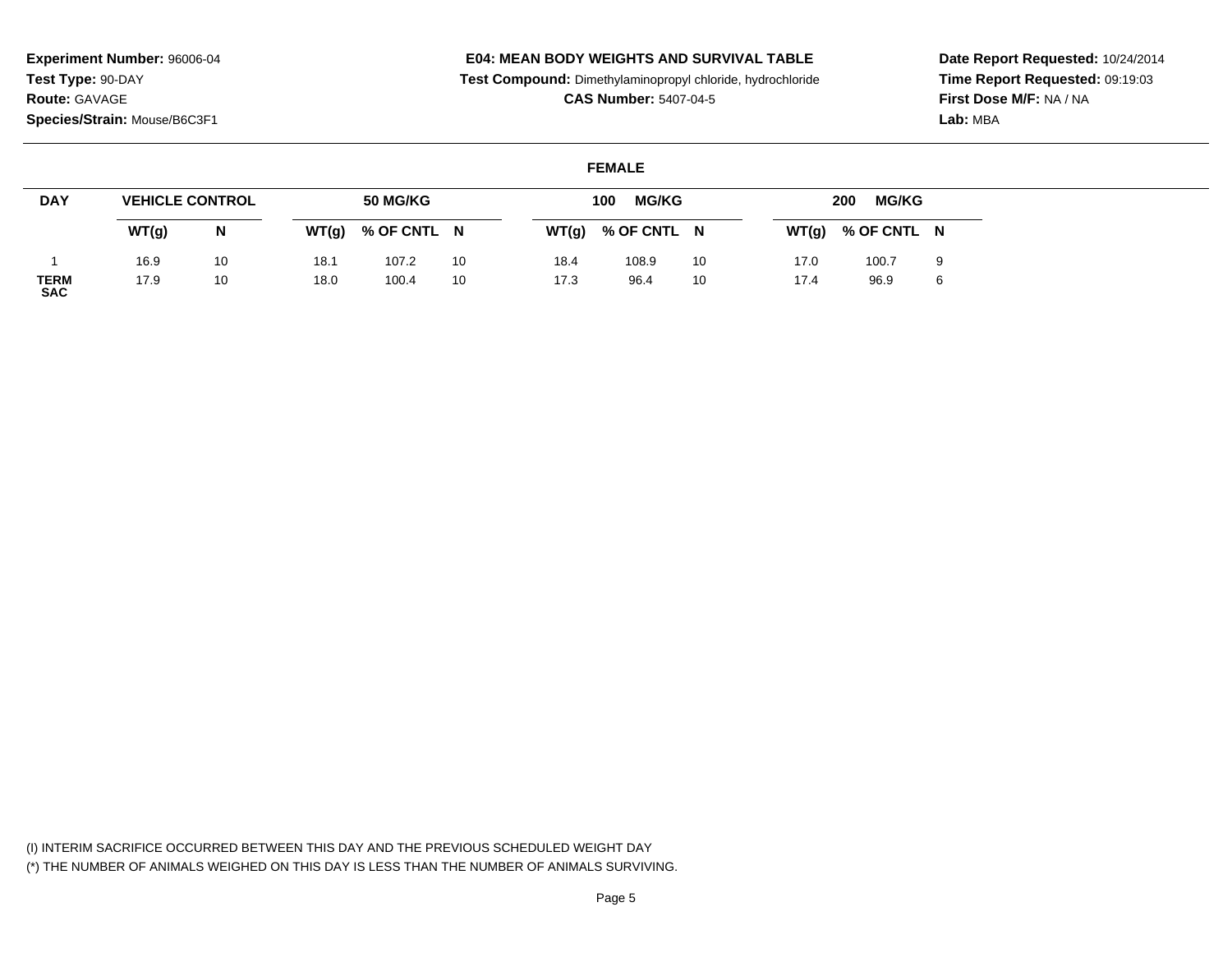**Experiment Number:** 96006-04
**Test Type:** 90-DAY
**Route:** GAVAGE
**Species/Strain:** Mouse/B6C3F1

**E04: MEAN BODY WEIGHTS AND SURVIVAL TABLE**
**Test Compound:** Dimethylaminopropyl chloride, hydrochloride
**CAS Number:** 5407-04-5

**Date Report Requested:** 10/24/2014
**Time Report Requested:** 09:19:03
**First Dose M/F:** NA / NA
**Lab:** MBA

**FEMALE**

| DAY | VEHICLE CONTROL | | 50 MG/KG | | | 100 MG/KG | | | 200 MG/KG | | |
|---|---|---|---|---|---|---|---|---|---|---|---|
| | WT(g) | N | WT(g) | % OF CNTL | N | WT(g) | % OF CNTL | N | WT(g) | % OF CNTL | N |
| 1 | 16.9 | 10 | 18.1 | 107.2 | 10 | 18.4 | 108.9 | 10 | 17.0 | 100.7 | 9 |
| TERM SAC | 17.9 | 10 | 18.0 | 100.4 | 10 | 17.3 | 96.4 | 10 | 17.4 | 96.9 | 6 |

(I) INTERIM SACRIFICE OCCURRED BETWEEN THIS DAY AND THE PREVIOUS SCHEDULED WEIGHT DAY
(*) THE NUMBER OF ANIMALS WEIGHED ON THIS DAY IS LESS THAN THE NUMBER OF ANIMALS SURVIVING.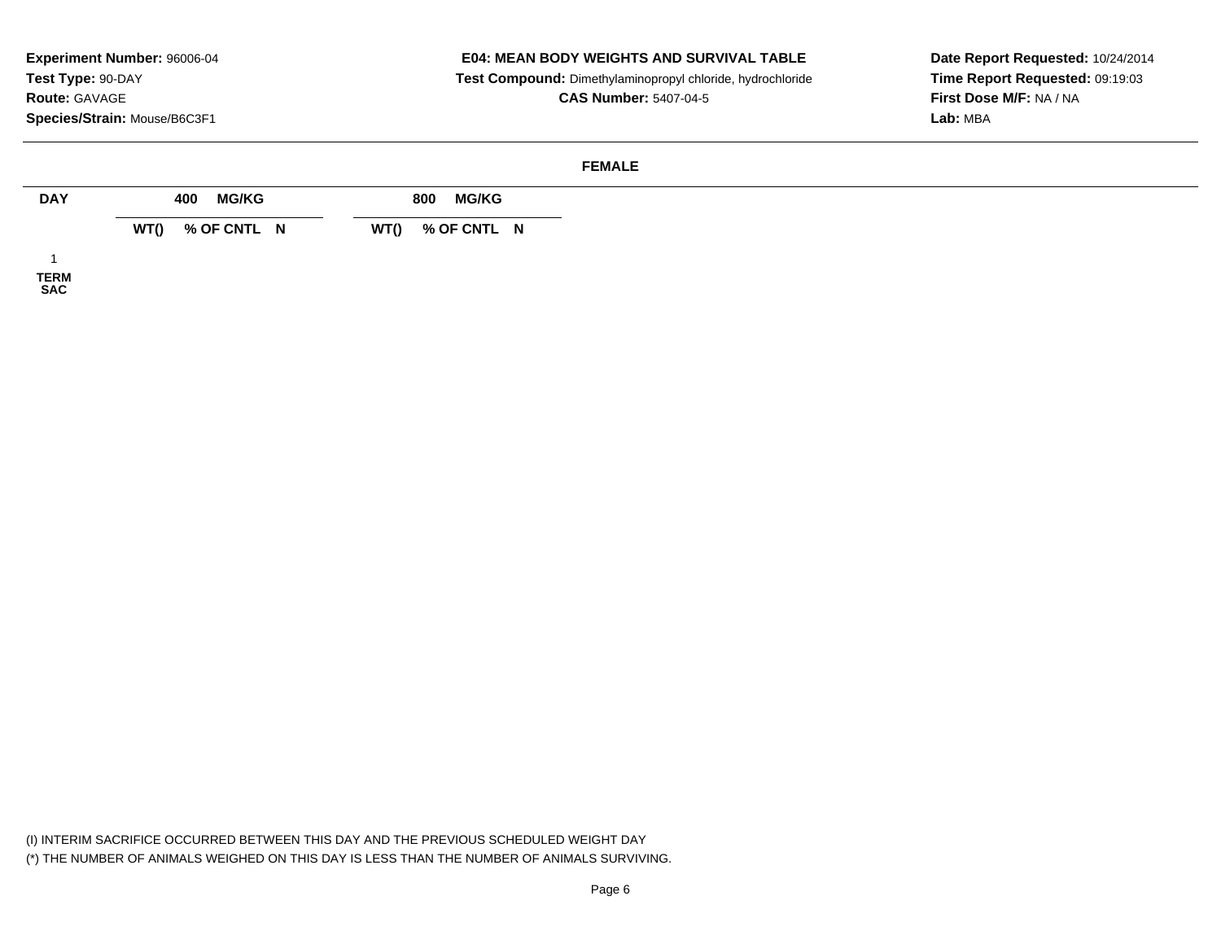**Experiment Number:** 96006-04
**Test Type:** 90-DAY
**Route:** GAVAGE
**Species/Strain:** Mouse/B6C3F1

**E04: MEAN BODY WEIGHTS AND SURVIVAL TABLE**
**Test Compound:** Dimethylaminopropyl chloride, hydrochloride
**CAS Number:** 5407-04-5

**Date Report Requested:** 10/24/2014
**Time Report Requested:** 09:19:03
**First Dose M/F:** NA / NA
**Lab:** MBA

**FEMALE**

| DAY | 400 MG/KG | | | 800 MG/KG | | |
|---|---|---|---|---|---|---|
| | WT() | % OF CNTL | N | WT() | % OF CNTL | N |
| 1 | | | | | | |
| TERM SAC | | | | | | |

(I) INTERIM SACRIFICE OCCURRED BETWEEN THIS DAY AND THE PREVIOUS SCHEDULED WEIGHT DAY
(*) THE NUMBER OF ANIMALS WEIGHED ON THIS DAY IS LESS THAN THE NUMBER OF ANIMALS SURVIVING.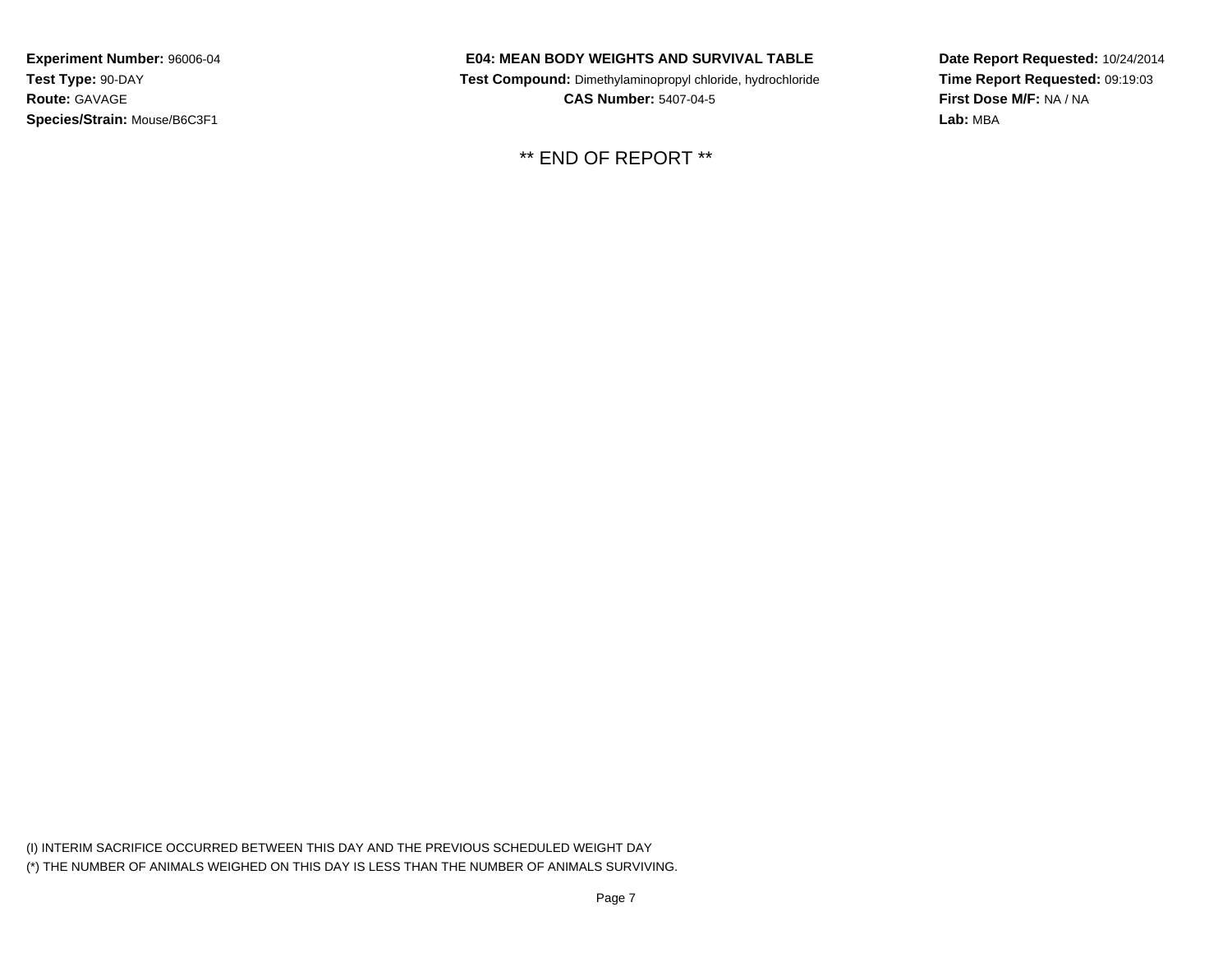**Experiment Number:** 96006-04
**Test Type:** 90-DAY
**Route:** GAVAGE
**Species/Strain:** Mouse/B6C3F1

**E04: MEAN BODY WEIGHTS AND SURVIVAL TABLE**
**Test Compound:** Dimethylaminopropyl chloride, hydrochloride
**CAS Number:** 5407-04-5

**Date Report Requested:** 10/24/2014
**Time Report Requested:** 09:19:03
**First Dose M/F:** NA / NA
**Lab:** MBA

** END OF REPORT **

(I) INTERIM SACRIFICE OCCURRED BETWEEN THIS DAY AND THE PREVIOUS SCHEDULED WEIGHT DAY
(*) THE NUMBER OF ANIMALS WEIGHED ON THIS DAY IS LESS THAN THE NUMBER OF ANIMALS SURVIVING.